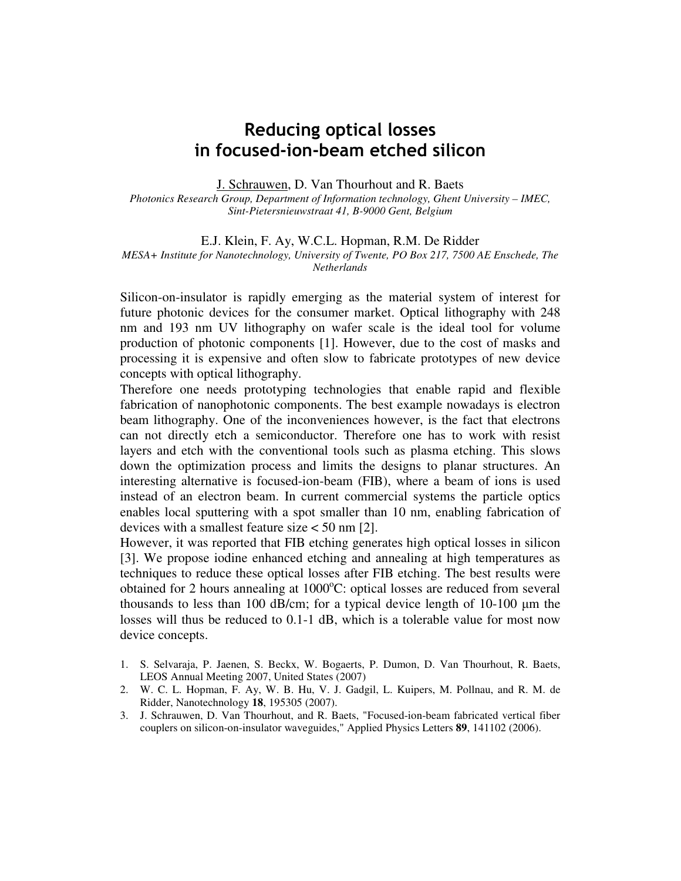# Reducing optical losses in focused-ion-beam etched silicon

J. Schrauwen, D. Van Thourhout and R. Baets

*Photonics Research Group, Department of Information technology, Ghent University – IMEC, Sint-Pietersnieuwstraat 41, B-9000 Gent, Belgium*

E.J. Klein, F. Ay, W.C.L. Hopman, R.M. De Ridder

*MESA+ Institute for Nanotechnology, University of Twente, PO Box 217, 7500 AE Enschede, The Netherlands*

Silicon-on-insulator is rapidly emerging as the material system of interest for future photonic devices for the consumer market. Optical lithography with 248 nm and 193 nm UV lithography on wafer scale is the ideal tool for volume production of photonic components [1]. However, due to the cost of masks and processing it is expensive and often slow to fabricate prototypes of new device concepts with optical lithography.

Therefore one needs prototyping technologies that enable rapid and flexible fabrication of nanophotonic components. The best example nowadays is electron beam lithography. One of the inconveniences however, is the fact that electrons can not directly etch a semiconductor. Therefore one has to work with resist layers and etch with the conventional tools such as plasma etching. This slows down the optimization process and limits the designs to planar structures. An interesting alternative is focused-ion-beam (FIB), where a beam of ions is used instead of an electron beam. In current commercial systems the particle optics enables local sputtering with a spot smaller than 10 nm, enabling fabrication of devices with a smallest feature size < 50 nm [2].

However, it was reported that FIB etching generates high optical losses in silicon [3]. We propose iodine enhanced etching and annealing at high temperatures as techniques to reduce these optical losses after FIB etching. The best results were obtained for 2 hours annealing at 1000$^{o}$C: optical losses are reduced from several thousands to less than 100 dB/cm; for a typical device length of 10-100 μm the losses will thus be reduced to 0.1-1 dB, which is a tolerable value for most now device concepts.

1. S. Selvaraja, P. Jaenen, S. Beckx, W. Bogaerts, P. Dumon, D. Van Thourhout, R. Baets, LEOS Annual Meeting 2007, United States (2007)
2. W. C. L. Hopman, F. Ay, W. B. Hu, V. J. Gadgil, L. Kuipers, M. Pollnau, and R. M. de Ridder, Nanotechnology **18**, 195305 (2007).
3. J. Schrauwen, D. Van Thourhout, and R. Baets, "Focused-ion-beam fabricated vertical fiber couplers on silicon-on-insulator waveguides," Applied Physics Letters **89**, 141102 (2006).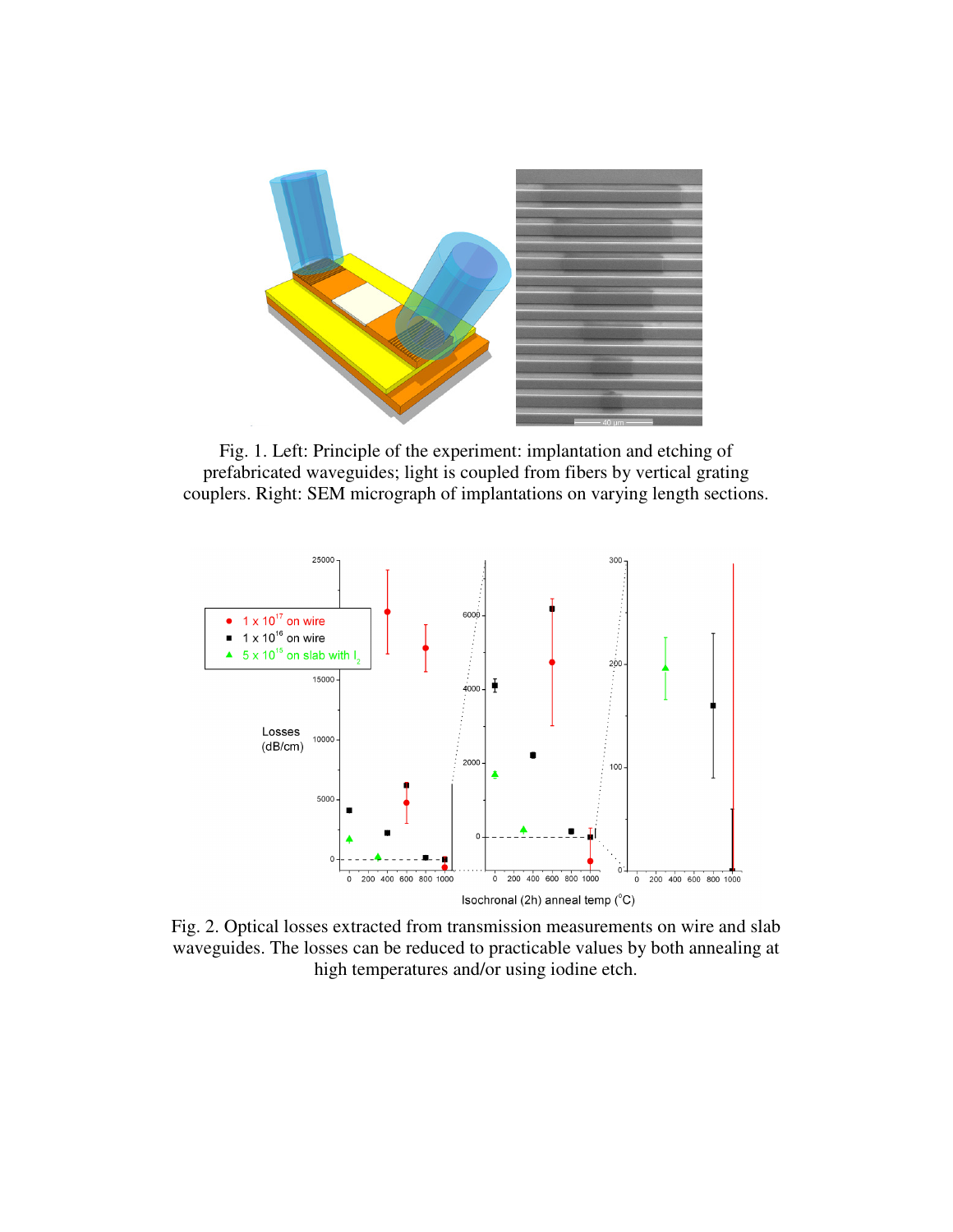Fig. 1. Left: Principle of the experiment: implantation and etching of prefabricated waveguides; light is coupled from fibers by vertical grating couplers. Right: SEM micrograph of implantations on varying length sections.

40 µm

1 x 10$^{17}$ on wire

1 x 10$^{16}$ on wire

5 x 10$^{15}$ on slab with $I_2$

Losses (dB/cm)

25000

15000

10000

5000

0

6000

4000

2000

0

300

200

100

0

0 200 400 600 800 1000

0 200 400 600 800 1000

0 200 400 600 800 1000

Isochronal (2h) anneal temp (°C)

Fig. 2. Optical losses extracted from transmission measurements on wire and slab waveguides. The losses can be reduced to practicable values by both annealing at high temperatures and/or using iodine etch.